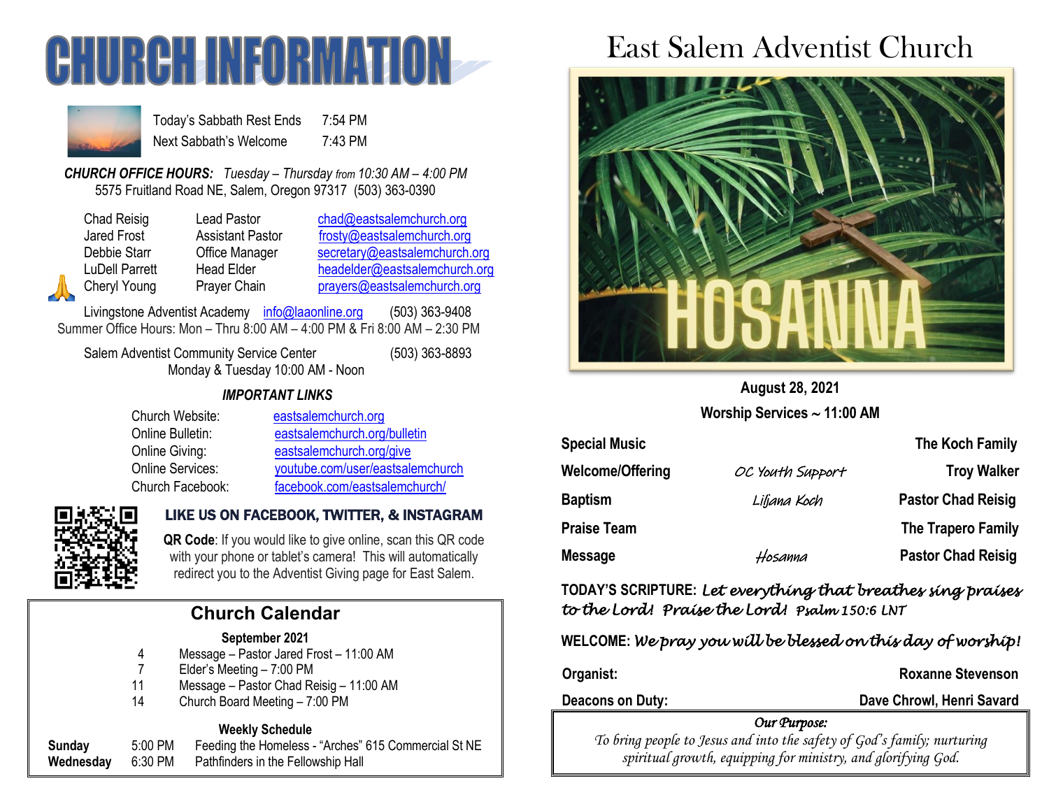# CHURCH INFORMATION

| | |
|---|---|
| Today's Sabbath Rest Ends | 7:54 PM |
| Next Sabbath's Welcome | 7:43 PM |

***CHURCH OFFICE HOURS:*** *Tuesday – Thursday from 10:30 AM – 4:00 PM*
5575 Fruitland Road NE, Salem, Oregon 97317 (503) 363-0390

| | | |
|---|---|---|
| Chad Reisig | Lead Pastor | chad@eastsalemchurch.org |
| Jared Frost | Assistant Pastor | frosty@eastsalemchurch.org |
| Debbie Starr | Office Manager | secretary@eastsalemchurch.org |
| LuDell Parrett | Head Elder | headelder@eastsalemchurch.org |
| Cheryl Young | Prayer Chain | prayers@eastsalemchurch.org |

Livingstone Adventist Academy info@laaonline.org (503) 363-9408
Summer Office Hours: Mon – Thru 8:00 AM – 4:00 PM & Fri 8:00 AM – 2:30 PM

Salem Adventist Community Service Center (503) 363-8893
Monday & Tuesday 10:00 AM - Noon

***IMPORTANT LINKS***

| | |
|---|---|
| Church Website: | eastsalemchurch.org |
| Online Bulletin: | eastsalemchurch.org/bulletin |
| Online Giving: | eastsalemchurch.org/give |
| Online Services: | youtube.com/user/eastsalemchurch |
| Church Facebook: | facebook.com/eastsalemchurch/ |

**LIKE US ON FACEBOOK, TWITTER, & INSTAGRAM**

**QR Code**: If you would like to give online, scan this QR code with your phone or tablet's camera! This will automatically redirect you to the Adventist Giving page for East Salem.

## Church Calendar

**September 2021**

| | |
|---|---|
| 4 | Message – Pastor Jared Frost – 11:00 AM |
| 7 | Elder's Meeting – 7:00 PM |
| 11 | Message – Pastor Chad Reisig – 11:00 AM |
| 14 | Church Board Meeting – 7:00 PM |

**Weekly Schedule**

| | | |
|---|---|---|
| **Sunday** | 5:00 PM | Feeding the Homeless - "Arches" 615 Commercial St NE |
| **Wednesday** | 6:30 PM | Pathfinders in the Fellowship Hall |

# East Salem Adventist Church

HOSANNA

**August 28, 2021**
**Worship Services ~ 11:00 AM**

| | | |
|---|---|---|
| **Special Music** | | **The Koch Family** |
| **Welcome/Offering** | *OC Youth Support* | **Troy Walker** |
| **Baptism** | *Liljana Koch* | **Pastor Chad Reisig** |
| **Praise Team** | | **The Trapero Family** |
| **Message** | *Hosanna* | **Pastor Chad Reisig** |

**TODAY'S SCRIPTURE:** *Let everything that breathes sing praises to the Lord! Praise the Lord! Psalm 150:6 LNT*

**WELCOME:** *We pray you will be blessed on this day of worship!*

| | |
|---|---|
| **Organist:** | **Roxanne Stevenson** |
| **Deacons on Duty:** | **Dave Chrowl, Henri Savard** |

*Our Purpose:*
*To bring people to Jesus and into the safety of God's family; nurturing spiritual growth, equipping for ministry, and glorifying God.*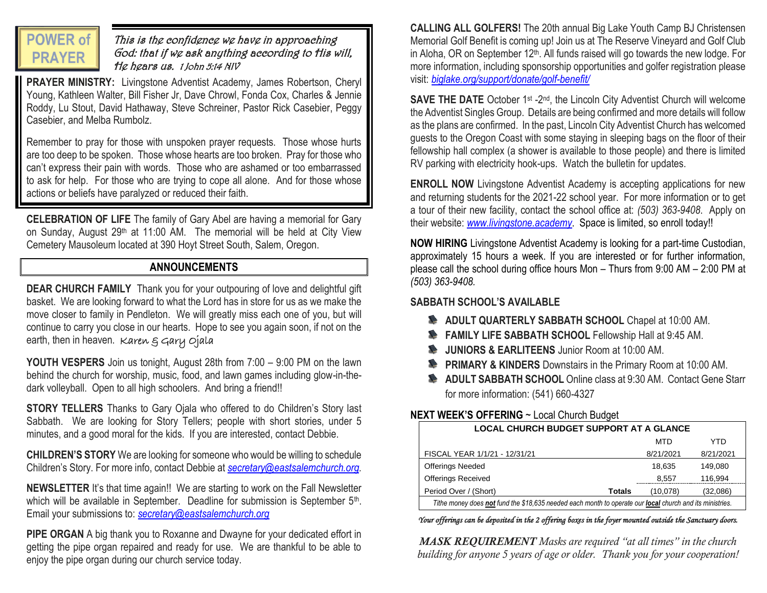**POWER of PRAYER**

*This is the confidence we have in approaching God: that if we ask anything according to His will, He hears us. 1 John 5:14 NIV*

**PRAYER MINISTRY:** Livingstone Adventist Academy, James Robertson, Cheryl Young, Kathleen Walter, Bill Fisher Jr, Dave Chrowl, Fonda Cox, Charles & Jennie Roddy, Lu Stout, David Hathaway, Steve Schreiner, Pastor Rick Casebier, Peggy Casebier, and Melba Rumbolz.

Remember to pray for those with unspoken prayer requests. Those whose hurts are too deep to be spoken. Those whose hearts are too broken. Pray for those who can't express their pain with words. Those who are ashamed or too embarrassed to ask for help. For those who are trying to cope all alone. And for those whose actions or beliefs have paralyzed or reduced their faith.

**CELEBRATION OF LIFE** The family of Gary Abel are having a memorial for Gary on Sunday, August 29th at 11:00 AM. The memorial will be held at City View Cemetery Mausoleum located at 390 Hoyt Street South, Salem, Oregon.

## ANNOUNCEMENTS

**DEAR CHURCH FAMILY** Thank you for your outpouring of love and delightful gift basket. We are looking forward to what the Lord has in store for us as we make the move closer to family in Pendleton. We will greatly miss each one of you, but will continue to carry you close in our hearts. Hope to see you again soon, if not on the earth, then in heaven. Karen & Gary Ojala

**YOUTH VESPERS** Join us tonight, August 28th from 7:00 – 9:00 PM on the lawn behind the church for worship, music, food, and lawn games including glow-in-the-dark volleyball. Open to all high schoolers. And bring a friend!!

**STORY TELLERS** Thanks to Gary Ojala who offered to do Children's Story last Sabbath. We are looking for Story Tellers; people with short stories, under 5 minutes, and a good moral for the kids. If you are interested, contact Debbie.

**CHILDREN'S STORY** We are looking for someone who would be willing to schedule Children's Story. For more info, contact Debbie at *secretary@eastsalemchurch.org*.

**NEWSLETTER** It's that time again!! We are starting to work on the Fall Newsletter which will be available in September. Deadline for submission is September 5th. Email your submissions to: *secretary@eastsalemchurch.org*

**PIPE ORGAN** A big thank you to Roxanne and Dwayne for your dedicated effort in getting the pipe organ repaired and ready for use. We are thankful to be able to enjoy the pipe organ during our church service today.

**CALLING ALL GOLFERS!** The 20th annual Big Lake Youth Camp BJ Christensen Memorial Golf Benefit is coming up! Join us at The Reserve Vineyard and Golf Club in Aloha, OR on September 12th. All funds raised will go towards the new lodge. For more information, including sponsorship opportunities and golfer registration please visit: *biglake.org/support/donate/golf-benefit/*

**SAVE THE DATE** October 1st -2nd, the Lincoln City Adventist Church will welcome the Adventist Singles Group. Details are being confirmed and more details will follow as the plans are confirmed. In the past, Lincoln City Adventist Church has welcomed guests to the Oregon Coast with some staying in sleeping bags on the floor of their fellowship hall complex (a shower is available to those people) and there is limited RV parking with electricity hook-ups. Watch the bulletin for updates.

**ENROLL NOW** Livingstone Adventist Academy is accepting applications for new and returning students for the 2021-22 school year. For more information or to get a tour of their new facility, contact the school office at: *(503) 363-9408*. Apply on their website: *www.livingstone.academy*. Space is limited, so enroll today!!

**NOW HIRING** Livingstone Adventist Academy is looking for a part-time Custodian, approximately 15 hours a week. If you are interested or for further information, please call the school during office hours Mon – Thurs from 9:00 AM – 2:00 PM at *(503) 363-9408.*

### SABBATH SCHOOL'S AVAILABLE

- **ADULT QUARTERLY SABBATH SCHOOL** Chapel at 10:00 AM.
- **FAMILY LIFE SABBATH SCHOOL** Fellowship Hall at 9:45 AM.
- **JUNIORS & EARLITEENS** Junior Room at 10:00 AM.
- **PRIMARY & KINDERS** Downstairs in the Primary Room at 10:00 AM.
- **ADULT SABBATH SCHOOL** Online class at 9:30 AM. Contact Gene Starr for more information: (541) 660-4327

**NEXT WEEK'S OFFERING** ~ Local Church Budget

| LOCAL CHURCH BUDGET SUPPORT AT A GLANCE | | | |
|---|---|---|---|
| | | MTD | YTD |
| FISCAL YEAR 1/1/21 - 12/31/21 | | 8/21/2021 | 8/21/2021 |
| Offerings Needed | | 18,635 | 149,080 |
| Offerings Received | | 8,557 | 116,994 |
| Period Over / (Short) | **Totals** | (10,078) | (32,086) |

*Tithe money does **not** fund the $18,635 needed each month to operate our **local** church and its ministries.*

*Your offerings can be deposited in the 2 offering boxes in the foyer mounted outside the Sanctuary doors.*

***MASK REQUIREMENT*** *Masks are required "at all times" in the church building for anyone 5 years of age or older. Thank you for your cooperation!*